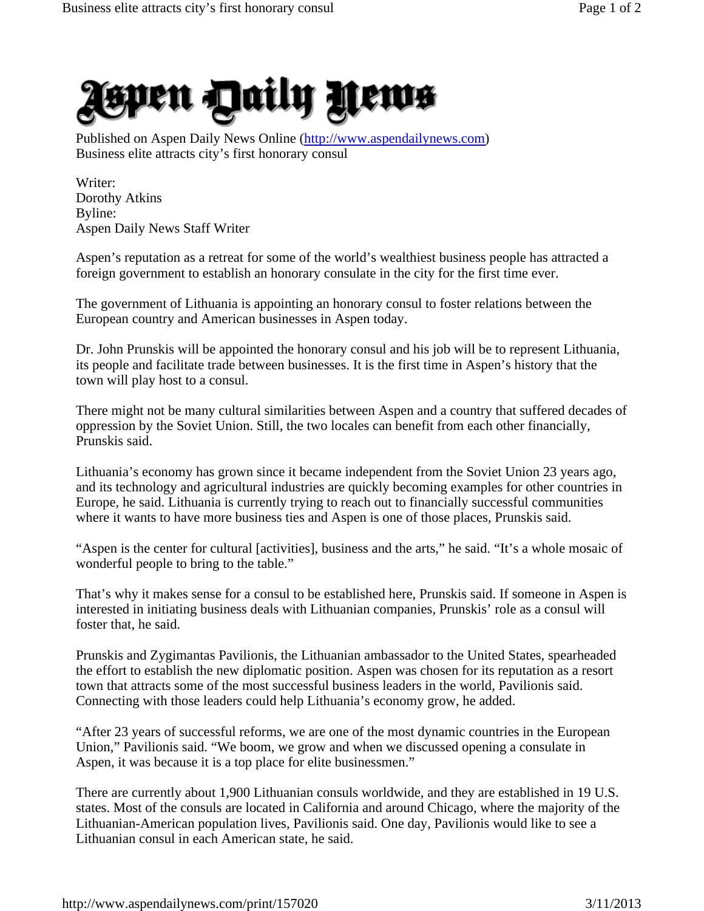# Aspen Daily News

Published on Aspen Daily News Online (http://www.aspendailynews.com)
Business elite attracts city's first honorary consul

Writer:
Dorothy Atkins
Byline:
Aspen Daily News Staff Writer

Aspen's reputation as a retreat for some of the world's wealthiest business people has attracted a foreign government to establish an honorary consulate in the city for the first time ever.

The government of Lithuania is appointing an honorary consul to foster relations between the European country and American businesses in Aspen today.

Dr. John Prunskis will be appointed the honorary consul and his job will be to represent Lithuania, its people and facilitate trade between businesses. It is the first time in Aspen's history that the town will play host to a consul.

There might not be many cultural similarities between Aspen and a country that suffered decades of oppression by the Soviet Union. Still, the two locales can benefit from each other financially, Prunskis said.

Lithuania's economy has grown since it became independent from the Soviet Union 23 years ago, and its technology and agricultural industries are quickly becoming examples for other countries in Europe, he said. Lithuania is currently trying to reach out to financially successful communities where it wants to have more business ties and Aspen is one of those places, Prunskis said.

"Aspen is the center for cultural [activities], business and the arts," he said. "It's a whole mosaic of wonderful people to bring to the table."

That's why it makes sense for a consul to be established here, Prunskis said. If someone in Aspen is interested in initiating business deals with Lithuanian companies, Prunskis' role as a consul will foster that, he said.

Prunskis and Zygimantas Pavilionis, the Lithuanian ambassador to the United States, spearheaded the effort to establish the new diplomatic position. Aspen was chosen for its reputation as a resort town that attracts some of the most successful business leaders in the world, Pavilionis said. Connecting with those leaders could help Lithuania's economy grow, he added.

"After 23 years of successful reforms, we are one of the most dynamic countries in the European Union," Pavilionis said. "We boom, we grow and when we discussed opening a consulate in Aspen, it was because it is a top place for elite businessmen."

There are currently about 1,900 Lithuanian consuls worldwide, and they are established in 19 U.S. states. Most of the consuls are located in California and around Chicago, where the majority of the Lithuanian-American population lives, Pavilionis said. One day, Pavilionis would like to see a Lithuanian consul in each American state, he said.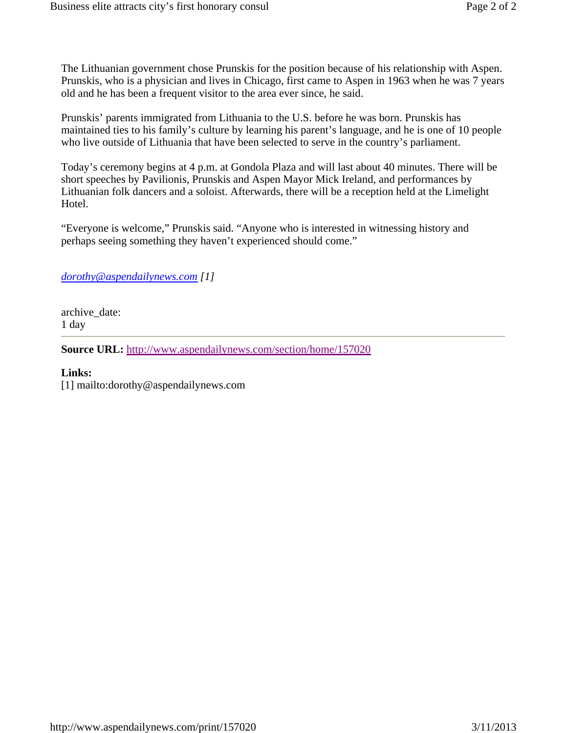The Lithuanian government chose Prunskis for the position because of his relationship with Aspen. Prunskis, who is a physician and lives in Chicago, first came to Aspen in 1963 when he was 7 years old and he has been a frequent visitor to the area ever since, he said.

Prunskis' parents immigrated from Lithuania to the U.S. before he was born. Prunskis has maintained ties to his family's culture by learning his parent's language, and he is one of 10 people who live outside of Lithuania that have been selected to serve in the country's parliament.

Today's ceremony begins at 4 p.m. at Gondola Plaza and will last about 40 minutes. There will be short speeches by Pavilionis, Prunskis and Aspen Mayor Mick Ireland, and performances by Lithuanian folk dancers and a soloist. Afterwards, there will be a reception held at the Limelight Hotel.

"Everyone is welcome," Prunskis said. "Anyone who is interested in witnessing history and perhaps seeing something they haven't experienced should come."

*dorothy@aspendailynews.com [1]*

archive_date:
1 day

---

**Source URL:** http://www.aspendailynews.com/section/home/157020

**Links:**
[1] mailto:dorothy@aspendailynews.com